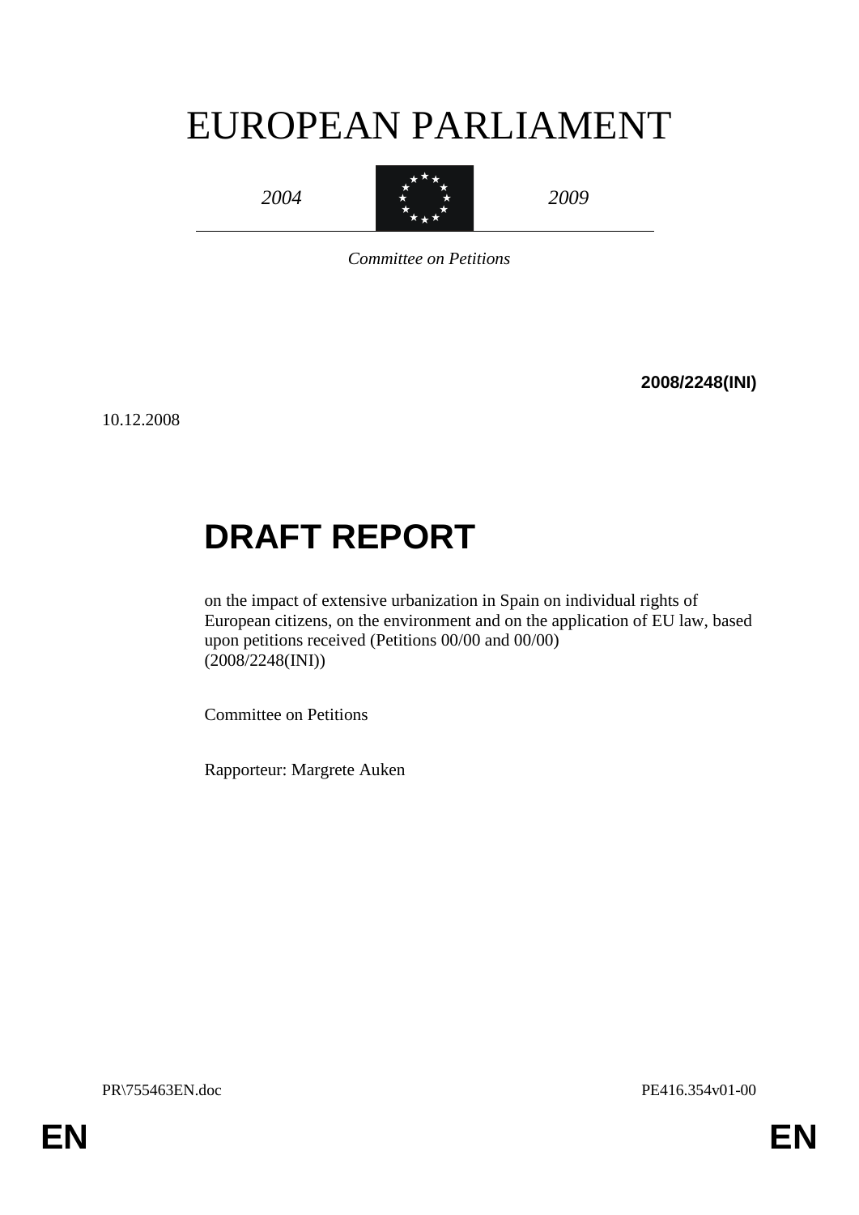# EUROPEAN PARLIAMENT

*2004* *2009*

*Committee on Petitions*

**2008/2248(INI)**

10.12.2008

# DRAFT REPORT

on the impact of extensive urbanization in Spain on individual rights of European citizens, on the environment and on the application of EU law, based upon petitions received (Petitions 00/00 and 00/00)
(2008/2248(INI))

Committee on Petitions

Rapporteur: Margrete Auken

PR\755463EN.doc PE416.354v01-00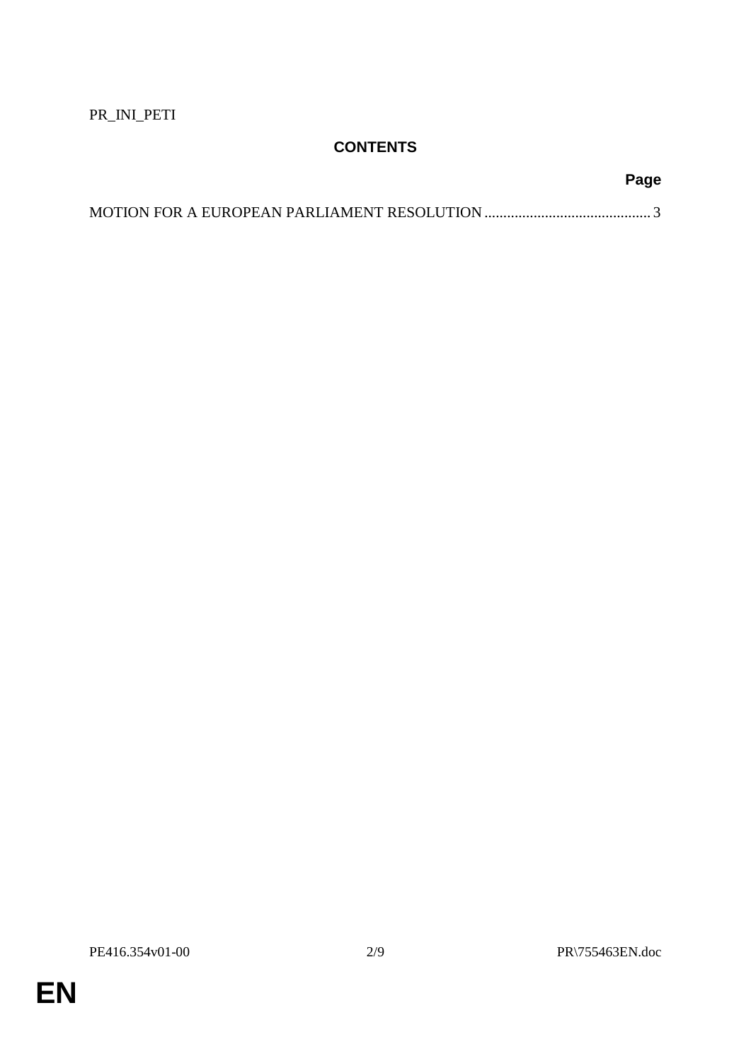PR_INI_PETI

## CONTENTS

**Page**

MOTION FOR A EUROPEAN PARLIAMENT RESOLUTION ............................................ 3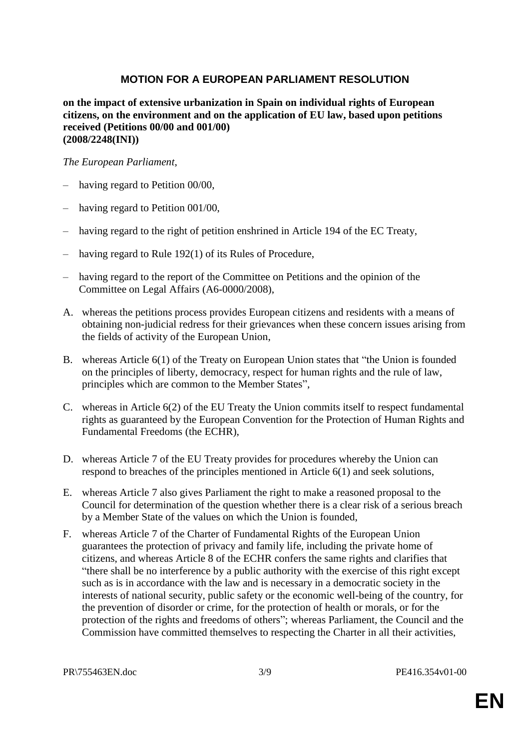## MOTION FOR A EUROPEAN PARLIAMENT RESOLUTION

**on the impact of extensive urbanization in Spain on individual rights of European citizens, on the environment and on the application of EU law, based upon petitions received (Petitions 00/00 and 001/00)**
**(2008/2248(INI))**

*The European Parliament*,

– having regard to Petition 00/00,

– having regard to Petition 001/00,

– having regard to the right of petition enshrined in Article 194 of the EC Treaty,

– having regard to Rule 192(1) of its Rules of Procedure,

– having regard to the report of the Committee on Petitions and the opinion of the Committee on Legal Affairs (A6-0000/2008),

A. whereas the petitions process provides European citizens and residents with a means of obtaining non-judicial redress for their grievances when these concern issues arising from the fields of activity of the European Union,

B. whereas Article 6(1) of the Treaty on European Union states that "the Union is founded on the principles of liberty, democracy, respect for human rights and the rule of law, principles which are common to the Member States",

C. whereas in Article 6(2) of the EU Treaty the Union commits itself to respect fundamental rights as guaranteed by the European Convention for the Protection of Human Rights and Fundamental Freedoms (the ECHR),

D. whereas Article 7 of the EU Treaty provides for procedures whereby the Union can respond to breaches of the principles mentioned in Article 6(1) and seek solutions,

E. whereas Article 7 also gives Parliament the right to make a reasoned proposal to the Council for determination of the question whether there is a clear risk of a serious breach by a Member State of the values on which the Union is founded,

F. whereas Article 7 of the Charter of Fundamental Rights of the European Union guarantees the protection of privacy and family life, including the private home of citizens, and whereas Article 8 of the ECHR confers the same rights and clarifies that "there shall be no interference by a public authority with the exercise of this right except such as is in accordance with the law and is necessary in a democratic society in the interests of national security, public safety or the economic well-being of the country, for the prevention of disorder or crime, for the protection of health or morals, or for the protection of the rights and freedoms of others"; whereas Parliament, the Council and the Commission have committed themselves to respecting the Charter in all their activities,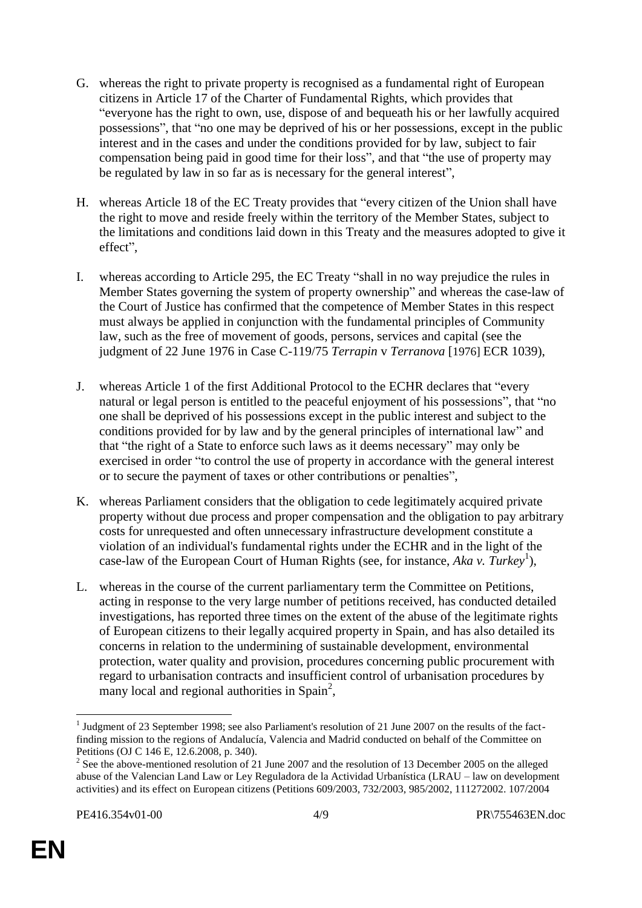G. whereas the right to private property is recognised as a fundamental right of European citizens in Article 17 of the Charter of Fundamental Rights, which provides that "everyone has the right to own, use, dispose of and bequeath his or her lawfully acquired possessions", that "no one may be deprived of his or her possessions, except in the public interest and in the cases and under the conditions provided for by law, subject to fair compensation being paid in good time for their loss", and that "the use of property may be regulated by law in so far as is necessary for the general interest",

H. whereas Article 18 of the EC Treaty provides that "every citizen of the Union shall have the right to move and reside freely within the territory of the Member States, subject to the limitations and conditions laid down in this Treaty and the measures adopted to give it effect",

I. whereas according to Article 295, the EC Treaty "shall in no way prejudice the rules in Member States governing the system of property ownership" and whereas the case-law of the Court of Justice has confirmed that the competence of Member States in this respect must always be applied in conjunction with the fundamental principles of Community law, such as the free of movement of goods, persons, services and capital (see the judgment of 22 June 1976 in Case C-119/75 *Terrapin* v *Terranova* [1976] ECR 1039),

J. whereas Article 1 of the first Additional Protocol to the ECHR declares that "every natural or legal person is entitled to the peaceful enjoyment of his possessions", that "no one shall be deprived of his possessions except in the public interest and subject to the conditions provided for by law and by the general principles of international law" and that "the right of a State to enforce such laws as it deems necessary" may only be exercised in order "to control the use of property in accordance with the general interest or to secure the payment of taxes or other contributions or penalties",

K. whereas Parliament considers that the obligation to cede legitimately acquired private property without due process and proper compensation and the obligation to pay arbitrary costs for unrequested and often unnecessary infrastructure development constitute a violation of an individual's fundamental rights under the ECHR and in the light of the case-law of the European Court of Human Rights (see, for instance, *Aka v. Turkey*[1]),

L. whereas in the course of the current parliamentary term the Committee on Petitions, acting in response to the very large number of petitions received, has conducted detailed investigations, has reported three times on the extent of the abuse of the legitimate rights of European citizens to their legally acquired property in Spain, and has also detailed its concerns in relation to the undermining of sustainable development, environmental protection, water quality and provision, procedures concerning public procurement with regard to urbanisation contracts and insufficient control of urbanisation procedures by many local and regional authorities in Spain[2],

---

[1] Judgment of 23 September 1998; see also Parliament's resolution of 21 June 2007 on the results of the fact-finding mission to the regions of Andalucía, Valencia and Madrid conducted on behalf of the Committee on Petitions (OJ C 146 E, 12.6.2008, p. 340).

[2] See the above-mentioned resolution of 21 June 2007 and the resolution of 13 December 2005 on the alleged abuse of the Valencian Land Law or Ley Reguladora de la Actividad Urbanística (LRAU – law on development activities) and its effect on European citizens (Petitions 609/2003, 732/2003, 985/2002, 111272002. 107/2004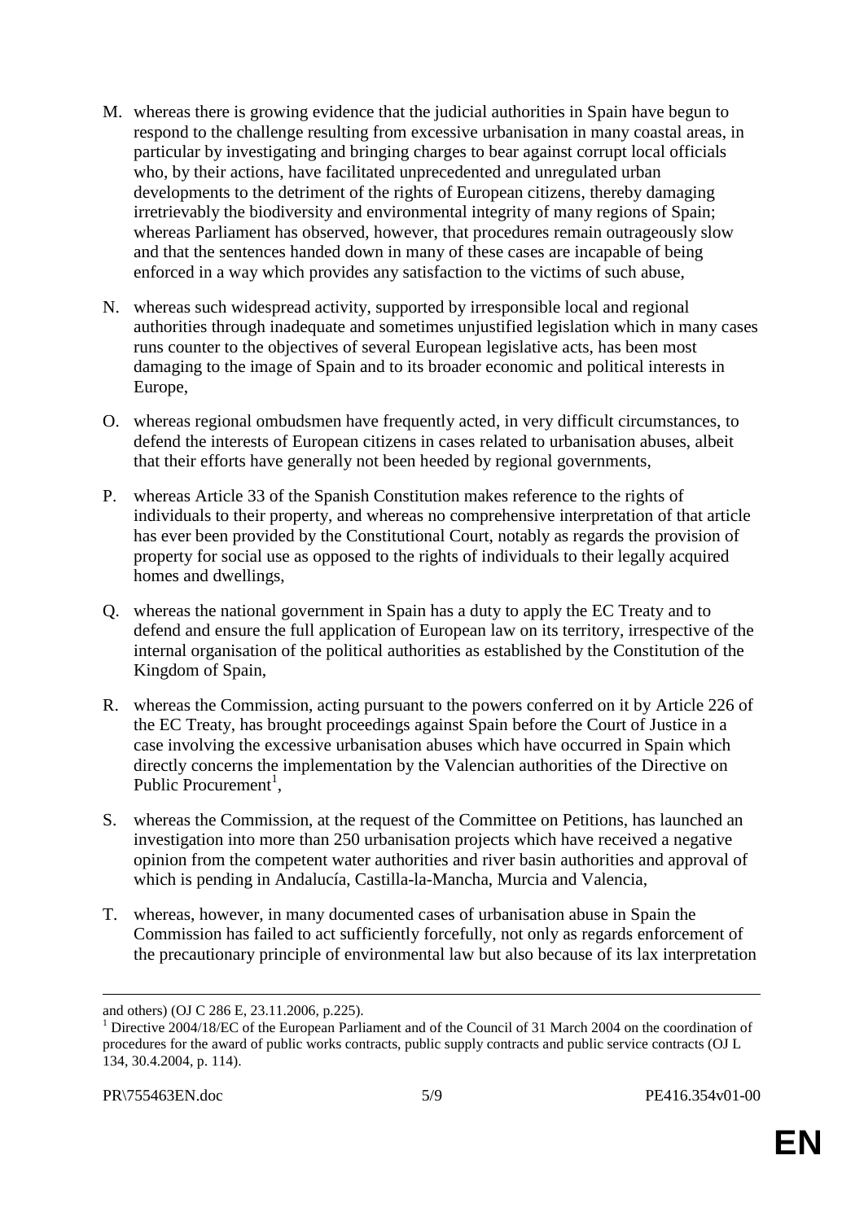M. whereas there is growing evidence that the judicial authorities in Spain have begun to respond to the challenge resulting from excessive urbanisation in many coastal areas, in particular by investigating and bringing charges to bear against corrupt local officials who, by their actions, have facilitated unprecedented and unregulated urban developments to the detriment of the rights of European citizens, thereby damaging irretrievably the biodiversity and environmental integrity of many regions of Spain; whereas Parliament has observed, however, that procedures remain outrageously slow and that the sentences handed down in many of these cases are incapable of being enforced in a way which provides any satisfaction to the victims of such abuse,

N. whereas such widespread activity, supported by irresponsible local and regional authorities through inadequate and sometimes unjustified legislation which in many cases runs counter to the objectives of several European legislative acts, has been most damaging to the image of Spain and to its broader economic and political interests in Europe,

O. whereas regional ombudsmen have frequently acted, in very difficult circumstances, to defend the interests of European citizens in cases related to urbanisation abuses, albeit that their efforts have generally not been heeded by regional governments,

P. whereas Article 33 of the Spanish Constitution makes reference to the rights of individuals to their property, and whereas no comprehensive interpretation of that article has ever been provided by the Constitutional Court, notably as regards the provision of property for social use as opposed to the rights of individuals to their legally acquired homes and dwellings,

Q. whereas the national government in Spain has a duty to apply the EC Treaty and to defend and ensure the full application of European law on its territory, irrespective of the internal organisation of the political authorities as established by the Constitution of the Kingdom of Spain,

R. whereas the Commission, acting pursuant to the powers conferred on it by Article 226 of the EC Treaty, has brought proceedings against Spain before the Court of Justice in a case involving the excessive urbanisation abuses which have occurred in Spain which directly concerns the implementation by the Valencian authorities of the Directive on Public Procurement[1],

S. whereas the Commission, at the request of the Committee on Petitions, has launched an investigation into more than 250 urbanisation projects which have received a negative opinion from the competent water authorities and river basin authorities and approval of which is pending in Andalucía, Castilla-la-Mancha, Murcia and Valencia,

T. whereas, however, in many documented cases of urbanisation abuse in Spain the Commission has failed to act sufficiently forcefully, not only as regards enforcement of the precautionary principle of environmental law but also because of its lax interpretation

---

and others) (OJ C 286 E, 23.11.2006, p.225).

[1] Directive 2004/18/EC of the European Parliament and of the Council of 31 March 2004 on the coordination of procedures for the award of public works contracts, public supply contracts and public service contracts (OJ L 134, 30.4.2004, p. 114).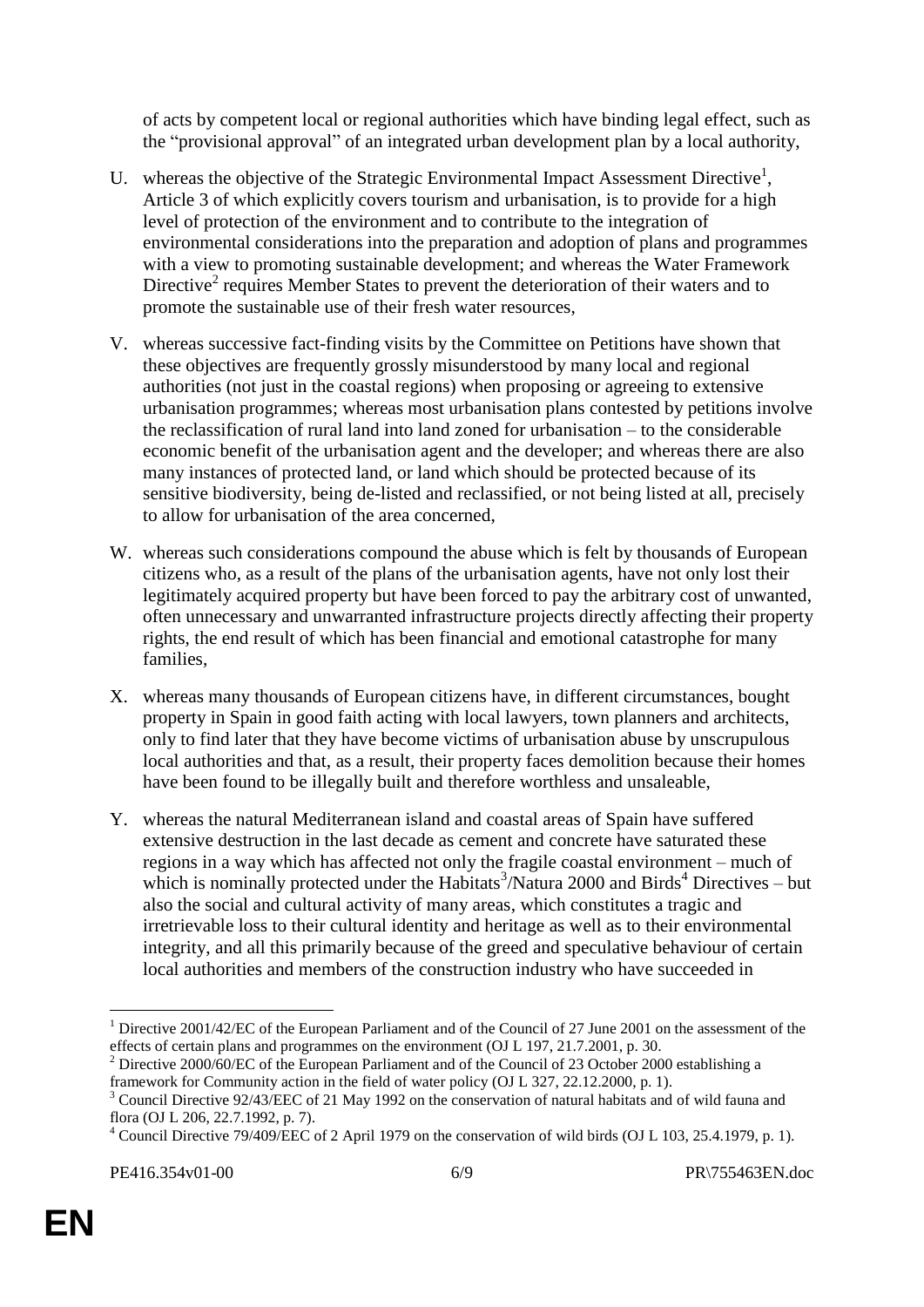of acts by competent local or regional authorities which have binding legal effect, such as the "provisional approval" of an integrated urban development plan by a local authority,

U. whereas the objective of the Strategic Environmental Impact Assessment Directive[1], Article 3 of which explicitly covers tourism and urbanisation, is to provide for a high level of protection of the environment and to contribute to the integration of environmental considerations into the preparation and adoption of plans and programmes with a view to promoting sustainable development; and whereas the Water Framework Directive[2] requires Member States to prevent the deterioration of their waters and to promote the sustainable use of their fresh water resources,

V. whereas successive fact-finding visits by the Committee on Petitions have shown that these objectives are frequently grossly misunderstood by many local and regional authorities (not just in the coastal regions) when proposing or agreeing to extensive urbanisation programmes; whereas most urbanisation plans contested by petitions involve the reclassification of rural land into land zoned for urbanisation – to the considerable economic benefit of the urbanisation agent and the developer; and whereas there are also many instances of protected land, or land which should be protected because of its sensitive biodiversity, being de-listed and reclassified, or not being listed at all, precisely to allow for urbanisation of the area concerned,

W. whereas such considerations compound the abuse which is felt by thousands of European citizens who, as a result of the plans of the urbanisation agents, have not only lost their legitimately acquired property but have been forced to pay the arbitrary cost of unwanted, often unnecessary and unwarranted infrastructure projects directly affecting their property rights, the end result of which has been financial and emotional catastrophe for many families,

X. whereas many thousands of European citizens have, in different circumstances, bought property in Spain in good faith acting with local lawyers, town planners and architects, only to find later that they have become victims of urbanisation abuse by unscrupulous local authorities and that, as a result, their property faces demolition because their homes have been found to be illegally built and therefore worthless and unsaleable,

Y. whereas the natural Mediterranean island and coastal areas of Spain have suffered extensive destruction in the last decade as cement and concrete have saturated these regions in a way which has affected not only the fragile coastal environment – much of which is nominally protected under the Habitats[3]/Natura 2000 and Birds[4] Directives – but also the social and cultural activity of many areas, which constitutes a tragic and irretrievable loss to their cultural identity and heritage as well as to their environmental integrity, and all this primarily because of the greed and speculative behaviour of certain local authorities and members of the construction industry who have succeeded in

---

[1] Directive 2001/42/EC of the European Parliament and of the Council of 27 June 2001 on the assessment of the effects of certain plans and programmes on the environment (OJ L 197, 21.7.2001, p. 30.

[2] Directive 2000/60/EC of the European Parliament and of the Council of 23 October 2000 establishing a framework for Community action in the field of water policy (OJ L 327, 22.12.2000, p. 1).

[3] Council Directive 92/43/EEC of 21 May 1992 on the conservation of natural habitats and of wild fauna and flora (OJ L 206, 22.7.1992, p. 7).

[4] Council Directive 79/409/EEC of 2 April 1979 on the conservation of wild birds (OJ L 103, 25.4.1979, p. 1).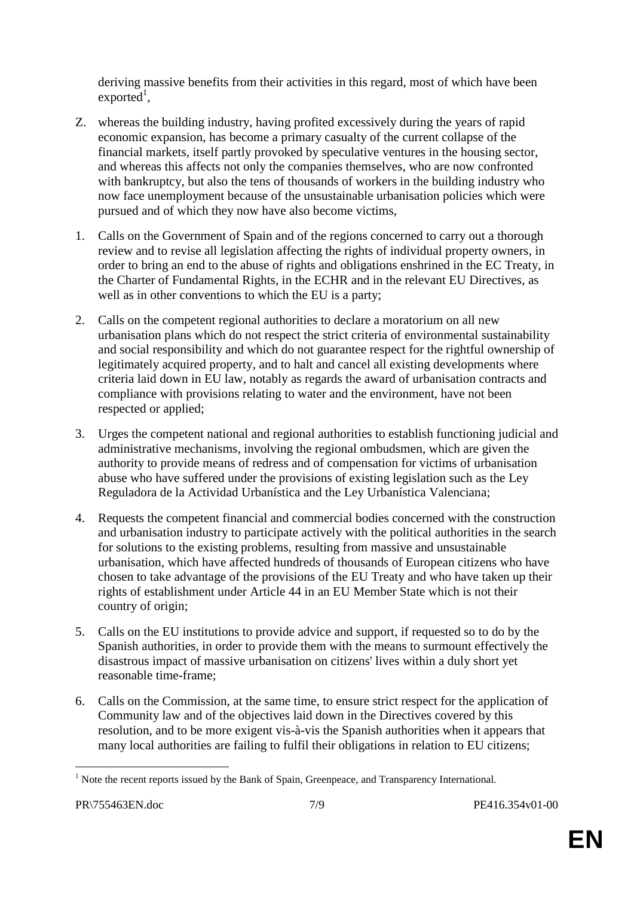deriving massive benefits from their activities in this regard, most of which have been exported[1],

Z. whereas the building industry, having profited excessively during the years of rapid economic expansion, has become a primary casualty of the current collapse of the financial markets, itself partly provoked by speculative ventures in the housing sector, and whereas this affects not only the companies themselves, who are now confronted with bankruptcy, but also the tens of thousands of workers in the building industry who now face unemployment because of the unsustainable urbanisation policies which were pursued and of which they now have also become victims,

1. Calls on the Government of Spain and of the regions concerned to carry out a thorough review and to revise all legislation affecting the rights of individual property owners, in order to bring an end to the abuse of rights and obligations enshrined in the EC Treaty, in the Charter of Fundamental Rights, in the ECHR and in the relevant EU Directives, as well as in other conventions to which the EU is a party;

2. Calls on the competent regional authorities to declare a moratorium on all new urbanisation plans which do not respect the strict criteria of environmental sustainability and social responsibility and which do not guarantee respect for the rightful ownership of legitimately acquired property, and to halt and cancel all existing developments where criteria laid down in EU law, notably as regards the award of urbanisation contracts and compliance with provisions relating to water and the environment, have not been respected or applied;

3. Urges the competent national and regional authorities to establish functioning judicial and administrative mechanisms, involving the regional ombudsmen, which are given the authority to provide means of redress and of compensation for victims of urbanisation abuse who have suffered under the provisions of existing legislation such as the Ley Reguladora de la Actividad Urbanística and the Ley Urbanística Valenciana;

4. Requests the competent financial and commercial bodies concerned with the construction and urbanisation industry to participate actively with the political authorities in the search for solutions to the existing problems, resulting from massive and unsustainable urbanisation, which have affected hundreds of thousands of European citizens who have chosen to take advantage of the provisions of the EU Treaty and who have taken up their rights of establishment under Article 44 in an EU Member State which is not their country of origin;

5. Calls on the EU institutions to provide advice and support, if requested so to do by the Spanish authorities, in order to provide them with the means to surmount effectively the disastrous impact of massive urbanisation on citizens' lives within a duly short yet reasonable time-frame;

6. Calls on the Commission, at the same time, to ensure strict respect for the application of Community law and of the objectives laid down in the Directives covered by this resolution, and to be more exigent vis-à-vis the Spanish authorities when it appears that many local authorities are failing to fulfil their obligations in relation to EU citizens;

[1] Note the recent reports issued by the Bank of Spain, Greenpeace, and Transparency International.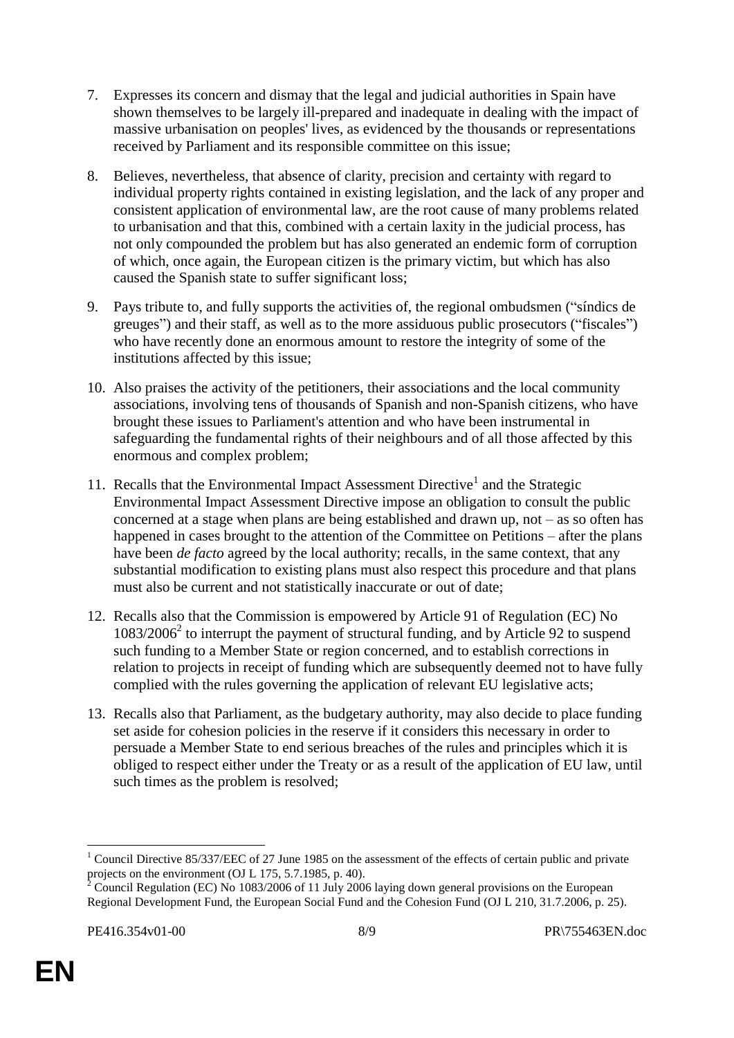7. Expresses its concern and dismay that the legal and judicial authorities in Spain have shown themselves to be largely ill-prepared and inadequate in dealing with the impact of massive urbanisation on peoples' lives, as evidenced by the thousands or representations received by Parliament and its responsible committee on this issue;

8. Believes, nevertheless, that absence of clarity, precision and certainty with regard to individual property rights contained in existing legislation, and the lack of any proper and consistent application of environmental law, are the root cause of many problems related to urbanisation and that this, combined with a certain laxity in the judicial process, has not only compounded the problem but has also generated an endemic form of corruption of which, once again, the European citizen is the primary victim, but which has also caused the Spanish state to suffer significant loss;

9. Pays tribute to, and fully supports the activities of, the regional ombudsmen ("síndics de greuges") and their staff, as well as to the more assiduous public prosecutors ("fiscales") who have recently done an enormous amount to restore the integrity of some of the institutions affected by this issue;

10. Also praises the activity of the petitioners, their associations and the local community associations, involving tens of thousands of Spanish and non-Spanish citizens, who have brought these issues to Parliament's attention and who have been instrumental in safeguarding the fundamental rights of their neighbours and of all those affected by this enormous and complex problem;

11. Recalls that the Environmental Impact Assessment Directive[1] and the Strategic Environmental Impact Assessment Directive impose an obligation to consult the public concerned at a stage when plans are being established and drawn up, not – as so often has happened in cases brought to the attention of the Committee on Petitions – after the plans have been *de facto* agreed by the local authority; recalls, in the same context, that any substantial modification to existing plans must also respect this procedure and that plans must also be current and not statistically inaccurate or out of date;

12. Recalls also that the Commission is empowered by Article 91 of Regulation (EC) No 1083/2006[2] to interrupt the payment of structural funding, and by Article 92 to suspend such funding to a Member State or region concerned, and to establish corrections in relation to projects in receipt of funding which are subsequently deemed not to have fully complied with the rules governing the application of relevant EU legislative acts;

13. Recalls also that Parliament, as the budgetary authority, may also decide to place funding set aside for cohesion policies in the reserve if it considers this necessary in order to persuade a Member State to end serious breaches of the rules and principles which it is obliged to respect either under the Treaty or as a result of the application of EU law, until such times as the problem is resolved;

---

[1] Council Directive 85/337/EEC of 27 June 1985 on the assessment of the effects of certain public and private projects on the environment (OJ L 175, 5.7.1985, p. 40).

[2] Council Regulation (EC) No 1083/2006 of 11 July 2006 laying down general provisions on the European Regional Development Fund, the European Social Fund and the Cohesion Fund (OJ L 210, 31.7.2006, p. 25).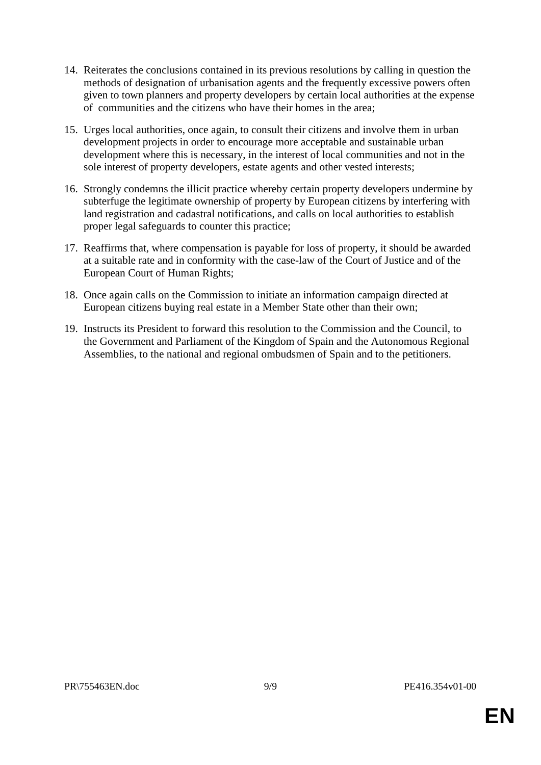14. Reiterates the conclusions contained in its previous resolutions by calling in question the methods of designation of urbanisation agents and the frequently excessive powers often given to town planners and property developers by certain local authorities at the expense of communities and the citizens who have their homes in the area;

15. Urges local authorities, once again, to consult their citizens and involve them in urban development projects in order to encourage more acceptable and sustainable urban development where this is necessary, in the interest of local communities and not in the sole interest of property developers, estate agents and other vested interests;

16. Strongly condemns the illicit practice whereby certain property developers undermine by subterfuge the legitimate ownership of property by European citizens by interfering with land registration and cadastral notifications, and calls on local authorities to establish proper legal safeguards to counter this practice;

17. Reaffirms that, where compensation is payable for loss of property, it should be awarded at a suitable rate and in conformity with the case-law of the Court of Justice and of the European Court of Human Rights;

18. Once again calls on the Commission to initiate an information campaign directed at European citizens buying real estate in a Member State other than their own;

19. Instructs its President to forward this resolution to the Commission and the Council, to the Government and Parliament of the Kingdom of Spain and the Autonomous Regional Assemblies, to the national and regional ombudsmen of Spain and to the petitioners.